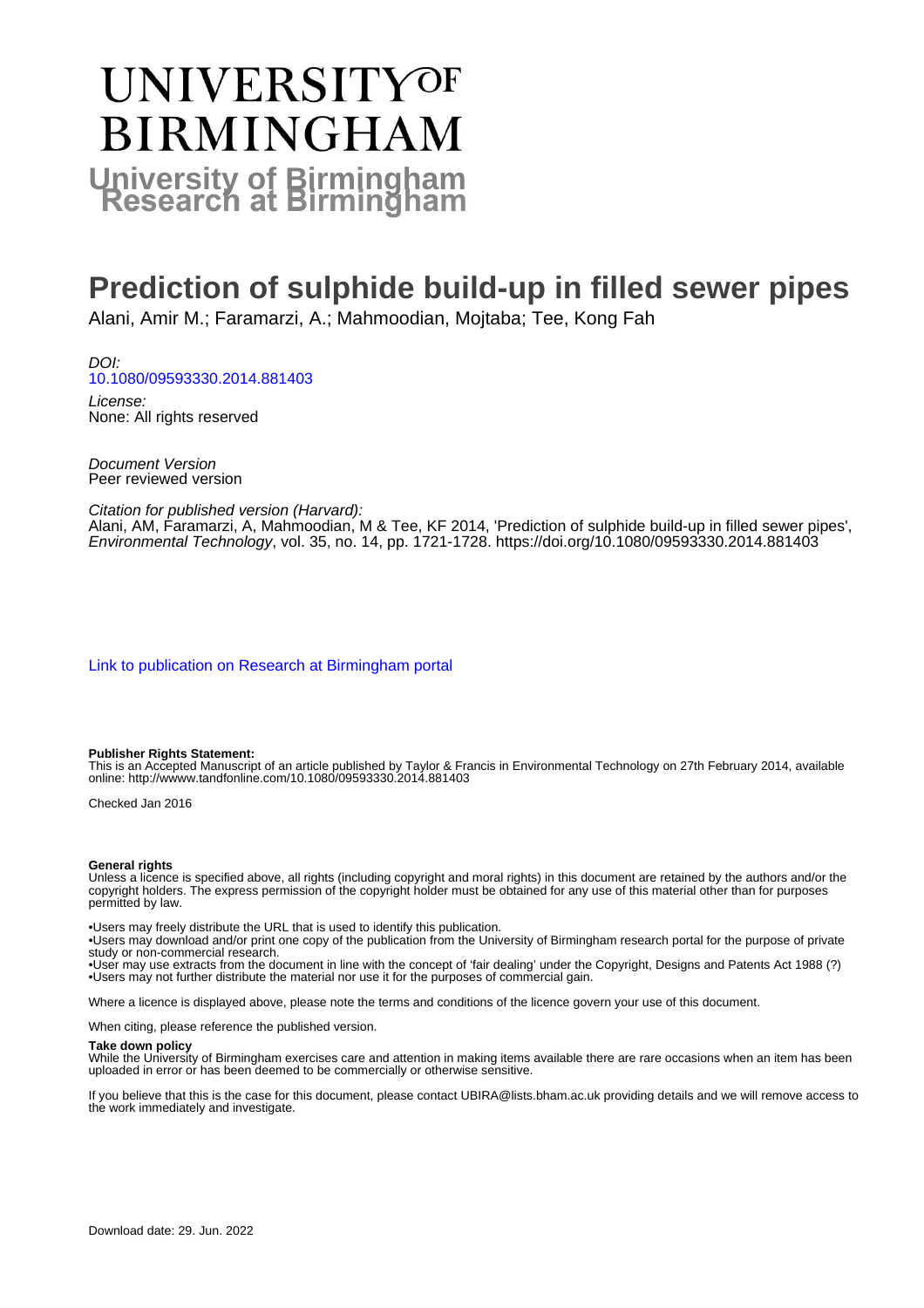# UNIVERSITY OF BIRMINGHAM

## University of Birmingham Research at Birmingham

# Prediction of sulphide build-up in filled sewer pipes

Alani, Amir M.; Faramarzi, A.; Mahmoodian, Mojtaba; Tee, Kong Fah

*DOI:*
10.1080/09593330.2014.881403

*License:*
None: All rights reserved

*Document Version*
Peer reviewed version

*Citation for published version (Harvard):*
Alani, AM, Faramarzi, A, Mahmoodian, M & Tee, KF 2014, 'Prediction of sulphide build-up in filled sewer pipes', *Environmental Technology*, vol. 35, no. 14, pp. 1721-1728. https://doi.org/10.1080/09593330.2014.881403

Link to publication on Research at Birmingham portal

**Publisher Rights Statement:**
This is an Accepted Manuscript of an article published by Taylor & Francis in Environmental Technology on 27th February 2014, available online: http://wwww.tandfonline.com/10.1080/09593330.2014.881403

Checked Jan 2016

**General rights**
Unless a licence is specified above, all rights (including copyright and moral rights) in this document are retained by the authors and/or the copyright holders. The express permission of the copyright holder must be obtained for any use of this material other than for purposes permitted by law.

•Users may freely distribute the URL that is used to identify this publication.
•Users may download and/or print one copy of the publication from the University of Birmingham research portal for the purpose of private study or non-commercial research.
•User may use extracts from the document in line with the concept of 'fair dealing' under the Copyright, Designs and Patents Act 1988 (?)
•Users may not further distribute the material nor use it for the purposes of commercial gain.

Where a licence is displayed above, please note the terms and conditions of the licence govern your use of this document.

When citing, please reference the published version.

**Take down policy**
While the University of Birmingham exercises care and attention in making items available there are rare occasions when an item has been uploaded in error or has been deemed to be commercially or otherwise sensitive.

If you believe that this is the case for this document, please contact UBIRA@lists.bham.ac.uk providing details and we will remove access to the work immediately and investigate.

Download date: 29. Jun. 2022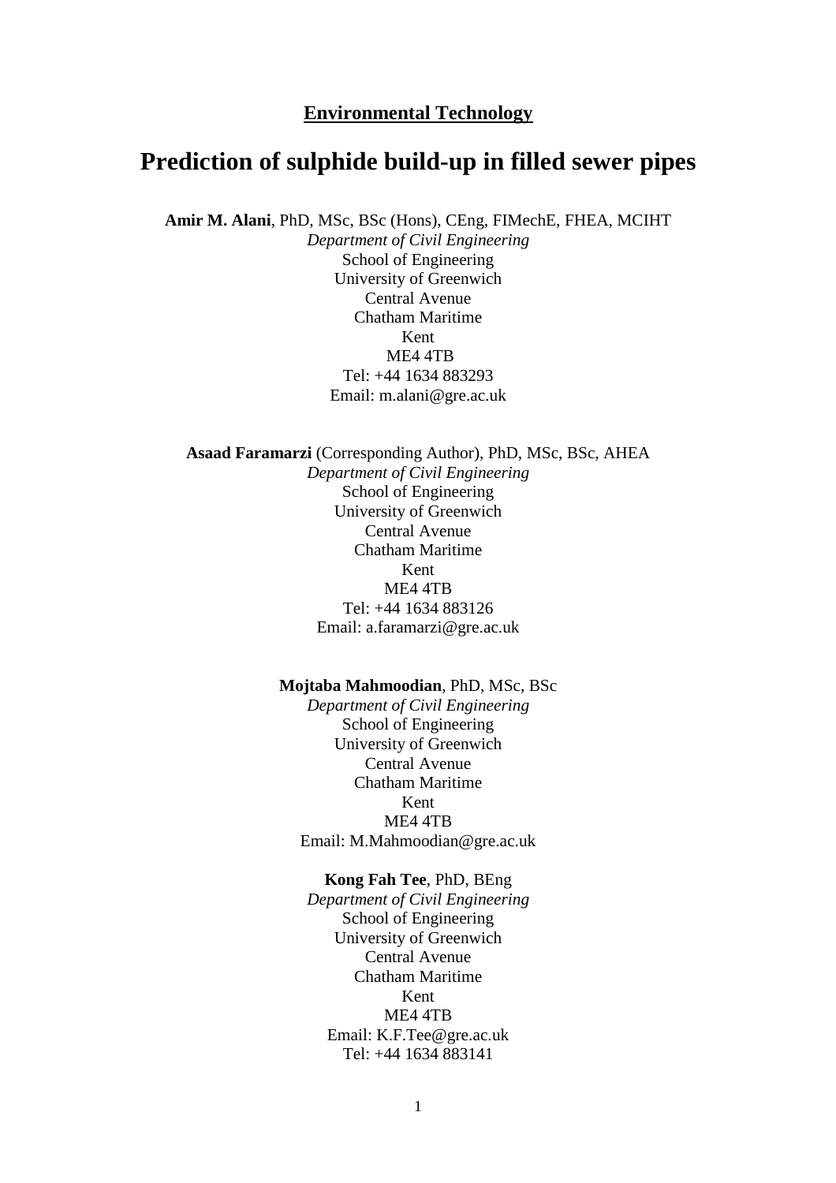**Environmental Technology**

# Prediction of sulphide build-up in filled sewer pipes

**Amir M. Alani**, PhD, MSc, BSc (Hons), CEng, FIMechE, FHEA, MCIHT
*Department of Civil Engineering*
School of Engineering
University of Greenwich
Central Avenue
Chatham Maritime
Kent
ME4 4TB
Tel: +44 1634 883293
Email: m.alani@gre.ac.uk

**Asaad Faramarzi** (Corresponding Author), PhD, MSc, BSc, AHEA
*Department of Civil Engineering*
School of Engineering
University of Greenwich
Central Avenue
Chatham Maritime
Kent
ME4 4TB
Tel: +44 1634 883126
Email: a.faramarzi@gre.ac.uk

**Mojtaba Mahmoodian**, PhD, MSc, BSc
*Department of Civil Engineering*
School of Engineering
University of Greenwich
Central Avenue
Chatham Maritime
Kent
ME4 4TB
Email: M.Mahmoodian@gre.ac.uk

**Kong Fah Tee**, PhD, BEng
*Department of Civil Engineering*
School of Engineering
University of Greenwich
Central Avenue
Chatham Maritime
Kent
ME4 4TB
Email: K.F.Tee@gre.ac.uk
Tel: +44 1634 883141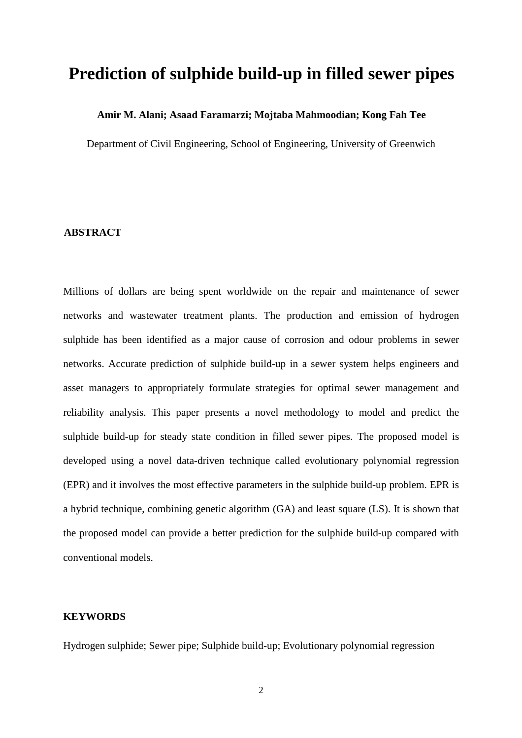# Prediction of sulphide build-up in filled sewer pipes

**Amir M. Alani; Asaad Faramarzi; Mojtaba Mahmoodian; Kong Fah Tee**

Department of Civil Engineering, School of Engineering, University of Greenwich

## ABSTRACT

Millions of dollars are being spent worldwide on the repair and maintenance of sewer networks and wastewater treatment plants. The production and emission of hydrogen sulphide has been identified as a major cause of corrosion and odour problems in sewer networks. Accurate prediction of sulphide build-up in a sewer system helps engineers and asset managers to appropriately formulate strategies for optimal sewer management and reliability analysis. This paper presents a novel methodology to model and predict the sulphide build-up for steady state condition in filled sewer pipes. The proposed model is developed using a novel data-driven technique called evolutionary polynomial regression (EPR) and it involves the most effective parameters in the sulphide build-up problem. EPR is a hybrid technique, combining genetic algorithm (GA) and least square (LS). It is shown that the proposed model can provide a better prediction for the sulphide build-up compared with conventional models.

## KEYWORDS

Hydrogen sulphide; Sewer pipe; Sulphide build-up; Evolutionary polynomial regression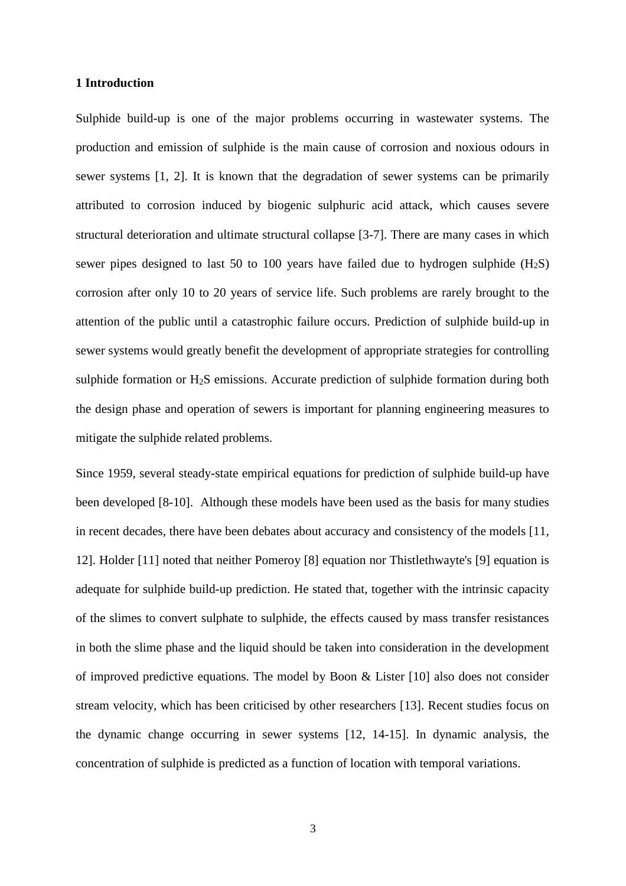## 1 Introduction

Sulphide build-up is one of the major problems occurring in wastewater systems. The production and emission of sulphide is the main cause of corrosion and noxious odours in sewer systems [1, 2]. It is known that the degradation of sewer systems can be primarily attributed to corrosion induced by biogenic sulphuric acid attack, which causes severe structural deterioration and ultimate structural collapse [3-7]. There are many cases in which sewer pipes designed to last 50 to 100 years have failed due to hydrogen sulphide ($H_2S$) corrosion after only 10 to 20 years of service life. Such problems are rarely brought to the attention of the public until a catastrophic failure occurs. Prediction of sulphide build-up in sewer systems would greatly benefit the development of appropriate strategies for controlling sulphide formation or $H_2S$ emissions. Accurate prediction of sulphide formation during both the design phase and operation of sewers is important for planning engineering measures to mitigate the sulphide related problems.

Since 1959, several steady-state empirical equations for prediction of sulphide build-up have been developed [8-10]. Although these models have been used as the basis for many studies in recent decades, there have been debates about accuracy and consistency of the models [11, 12]. Holder [11] noted that neither Pomeroy [8] equation nor Thistlethwayte's [9] equation is adequate for sulphide build-up prediction. He stated that, together with the intrinsic capacity of the slimes to convert sulphate to sulphide, the effects caused by mass transfer resistances in both the slime phase and the liquid should be taken into consideration in the development of improved predictive equations. The model by Boon & Lister [10] also does not consider stream velocity, which has been criticised by other researchers [13]. Recent studies focus on the dynamic change occurring in sewer systems [12, 14-15]. In dynamic analysis, the concentration of sulphide is predicted as a function of location with temporal variations.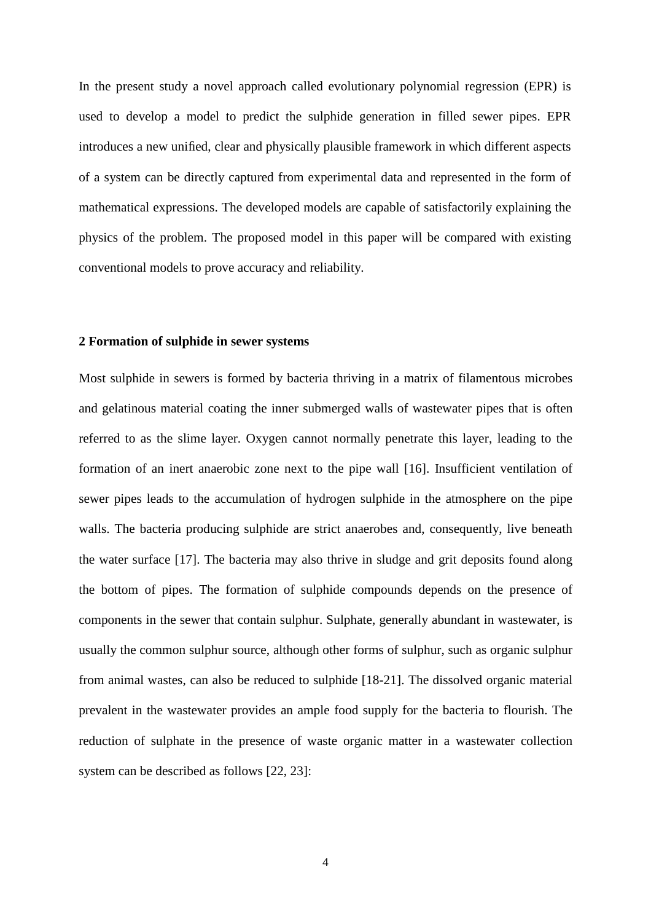In the present study a novel approach called evolutionary polynomial regression (EPR) is used to develop a model to predict the sulphide generation in filled sewer pipes. EPR introduces a new unified, clear and physically plausible framework in which different aspects of a system can be directly captured from experimental data and represented in the form of mathematical expressions. The developed models are capable of satisfactorily explaining the physics of the problem. The proposed model in this paper will be compared with existing conventional models to prove accuracy and reliability.

## 2 Formation of sulphide in sewer systems

Most sulphide in sewers is formed by bacteria thriving in a matrix of filamentous microbes and gelatinous material coating the inner submerged walls of wastewater pipes that is often referred to as the slime layer. Oxygen cannot normally penetrate this layer, leading to the formation of an inert anaerobic zone next to the pipe wall [16]. Insufficient ventilation of sewer pipes leads to the accumulation of hydrogen sulphide in the atmosphere on the pipe walls. The bacteria producing sulphide are strict anaerobes and, consequently, live beneath the water surface [17]. The bacteria may also thrive in sludge and grit deposits found along the bottom of pipes. The formation of sulphide compounds depends on the presence of components in the sewer that contain sulphur. Sulphate, generally abundant in wastewater, is usually the common sulphur source, although other forms of sulphur, such as organic sulphur from animal wastes, can also be reduced to sulphide [18-21]. The dissolved organic material prevalent in the wastewater provides an ample food supply for the bacteria to flourish. The reduction of sulphate in the presence of waste organic matter in a wastewater collection system can be described as follows [22, 23]: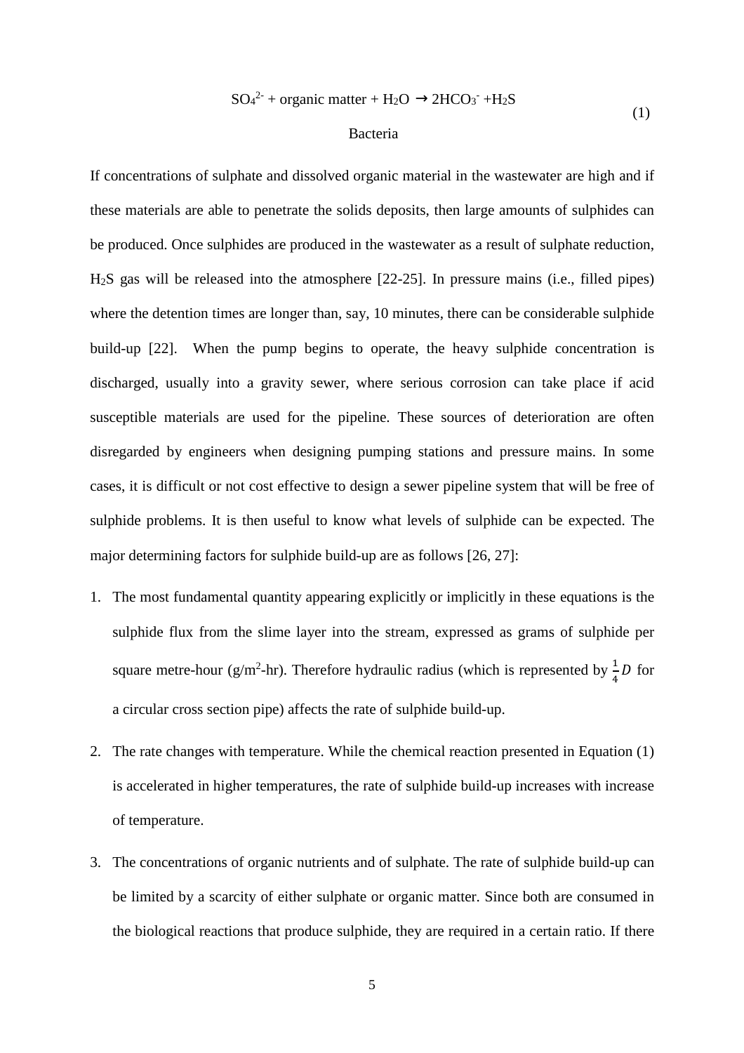$$SO_4^{2-} + \text{organic matter} + H_2O \xrightarrow{\text{Bacteria}} 2HCO_3^{-} + H_2S \quad (1)$$

If concentrations of sulphate and dissolved organic material in the wastewater are high and if these materials are able to penetrate the solids deposits, then large amounts of sulphides can be produced. Once sulphides are produced in the wastewater as a result of sulphate reduction, $H_2S$ gas will be released into the atmosphere [22-25]. In pressure mains (i.e., filled pipes) where the detention times are longer than, say, 10 minutes, there can be considerable sulphide build-up [22]. When the pump begins to operate, the heavy sulphide concentration is discharged, usually into a gravity sewer, where serious corrosion can take place if acid susceptible materials are used for the pipeline. These sources of deterioration are often disregarded by engineers when designing pumping stations and pressure mains. In some cases, it is difficult or not cost effective to design a sewer pipeline system that will be free of sulphide problems. It is then useful to know what levels of sulphide can be expected. The major determining factors for sulphide build-up are as follows [26, 27]:

1. The most fundamental quantity appearing explicitly or implicitly in these equations is the sulphide flux from the slime layer into the stream, expressed as grams of sulphide per square metre-hour ($g/m^2$-hr). Therefore hydraulic radius (which is represented by $\frac{1}{4}D$ for a circular cross section pipe) affects the rate of sulphide build-up.
2. The rate changes with temperature. While the chemical reaction presented in Equation (1) is accelerated in higher temperatures, the rate of sulphide build-up increases with increase of temperature.
3. The concentrations of organic nutrients and of sulphate. The rate of sulphide build-up can be limited by a scarcity of either sulphate or organic matter. Since both are consumed in the biological reactions that produce sulphide, they are required in a certain ratio. If there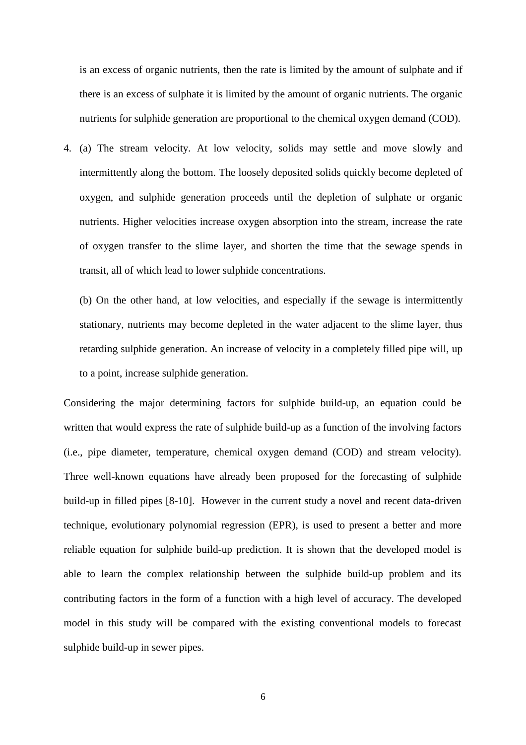is an excess of organic nutrients, then the rate is limited by the amount of sulphate and if there is an excess of sulphate it is limited by the amount of organic nutrients. The organic nutrients for sulphide generation are proportional to the chemical oxygen demand (COD).

4. (a) The stream velocity. At low velocity, solids may settle and move slowly and intermittently along the bottom. The loosely deposited solids quickly become depleted of oxygen, and sulphide generation proceeds until the depletion of sulphate or organic nutrients. Higher velocities increase oxygen absorption into the stream, increase the rate of oxygen transfer to the slime layer, and shorten the time that the sewage spends in transit, all of which lead to lower sulphide concentrations.

   (b) On the other hand, at low velocities, and especially if the sewage is intermittently stationary, nutrients may become depleted in the water adjacent to the slime layer, thus retarding sulphide generation. An increase of velocity in a completely filled pipe will, up to a point, increase sulphide generation.

Considering the major determining factors for sulphide build-up, an equation could be written that would express the rate of sulphide build-up as a function of the involving factors (i.e., pipe diameter, temperature, chemical oxygen demand (COD) and stream velocity). Three well-known equations have already been proposed for the forecasting of sulphide build-up in filled pipes [8-10]. However in the current study a novel and recent data-driven technique, evolutionary polynomial regression (EPR), is used to present a better and more reliable equation for sulphide build-up prediction. It is shown that the developed model is able to learn the complex relationship between the sulphide build-up problem and its contributing factors in the form of a function with a high level of accuracy. The developed model in this study will be compared with the existing conventional models to forecast sulphide build-up in sewer pipes.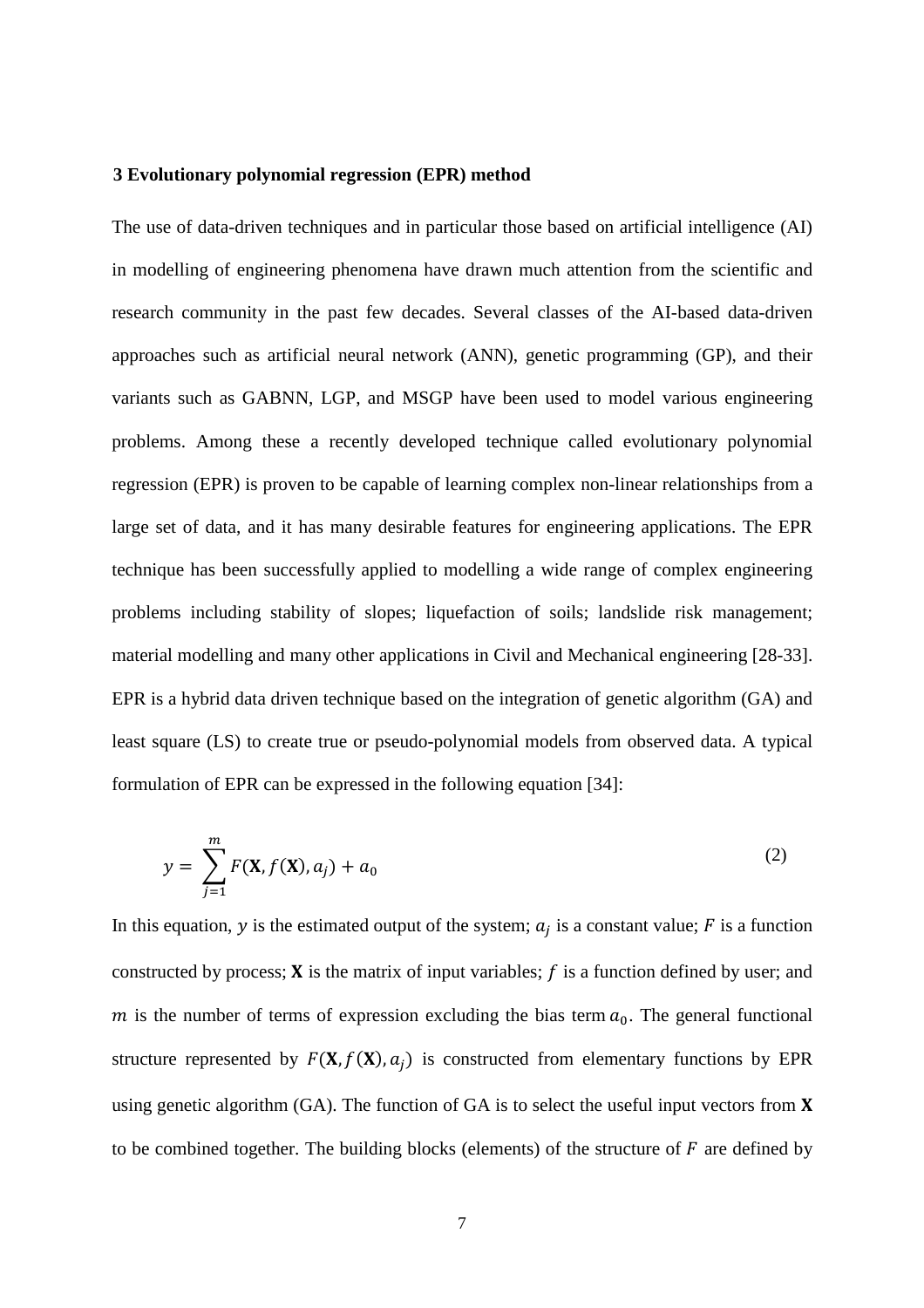## 3 Evolutionary polynomial regression (EPR) method

The use of data-driven techniques and in particular those based on artificial intelligence (AI) in modelling of engineering phenomena have drawn much attention from the scientific and research community in the past few decades. Several classes of the AI-based data-driven approaches such as artificial neural network (ANN), genetic programming (GP), and their variants such as GABNN, LGP, and MSGP have been used to model various engineering problems. Among these a recently developed technique called evolutionary polynomial regression (EPR) is proven to be capable of learning complex non-linear relationships from a large set of data, and it has many desirable features for engineering applications. The EPR technique has been successfully applied to modelling a wide range of complex engineering problems including stability of slopes; liquefaction of soils; landslide risk management; material modelling and many other applications in Civil and Mechanical engineering [28-33]. EPR is a hybrid data driven technique based on the integration of genetic algorithm (GA) and least square (LS) to create true or pseudo-polynomial models from observed data. A typical formulation of EPR can be expressed in the following equation [34]:

$$y = \sum_{j=1}^{m} F(\mathbf{X}, f(\mathbf{X}), a_j) + a_0 \tag{2}$$

In this equation, $y$ is the estimated output of the system; $a_j$ is a constant value; $F$ is a function constructed by process; $\mathbf{X}$ is the matrix of input variables; $f$ is a function defined by user; and $m$ is the number of terms of expression excluding the bias term $a_0$. The general functional structure represented by $F(\mathbf{X}, f(\mathbf{X}), a_j)$ is constructed from elementary functions by EPR using genetic algorithm (GA). The function of GA is to select the useful input vectors from $\mathbf{X}$ to be combined together. The building blocks (elements) of the structure of $F$ are defined by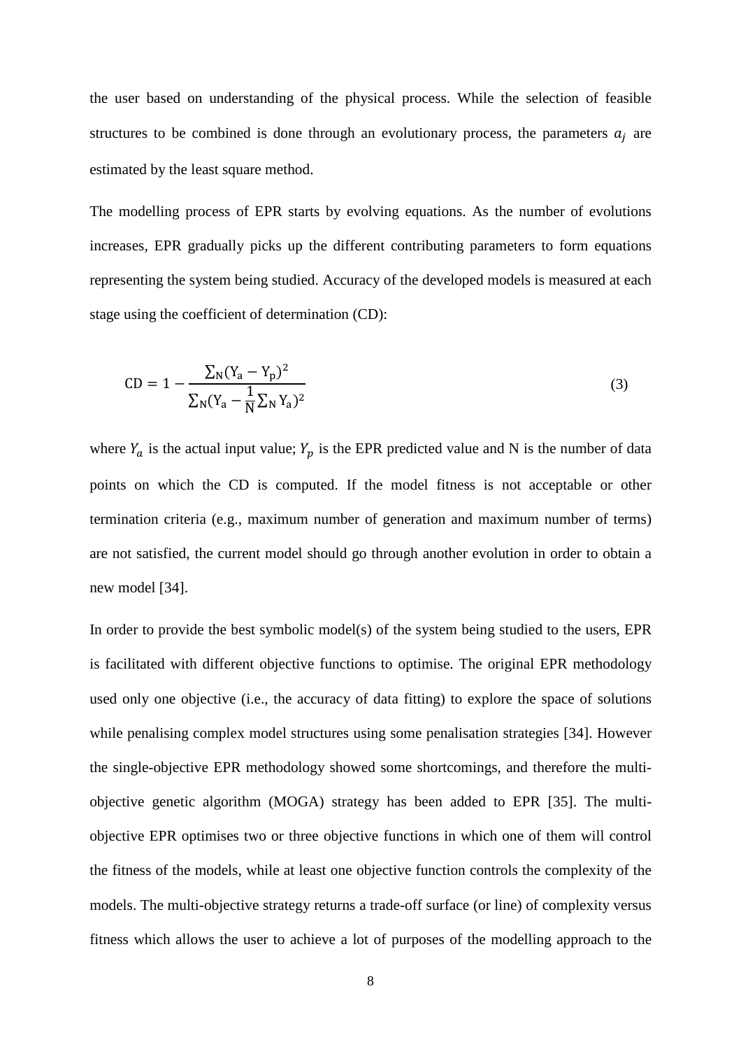the user based on understanding of the physical process. While the selection of feasible structures to be combined is done through an evolutionary process, the parameters $a_j$ are estimated by the least square method.

The modelling process of EPR starts by evolving equations. As the number of evolutions increases, EPR gradually picks up the different contributing parameters to form equations representing the system being studied. Accuracy of the developed models is measured at each stage using the coefficient of determination (CD):

$$\mathrm{CD} = 1 - \frac{\sum_{\mathrm{N}}(\mathrm{Y_a} - \mathrm{Y_p})^2}{\sum_{\mathrm{N}}(\mathrm{Y_a} - \frac{1}{\mathrm{N}}\sum_{\mathrm{N}} \mathrm{Y_a})^2} \tag{3}$$

where $Y_a$ is the actual input value; $Y_p$ is the EPR predicted value and N is the number of data points on which the CD is computed. If the model fitness is not acceptable or other termination criteria (e.g., maximum number of generation and maximum number of terms) are not satisfied, the current model should go through another evolution in order to obtain a new model [34].

In order to provide the best symbolic model(s) of the system being studied to the users, EPR is facilitated with different objective functions to optimise. The original EPR methodology used only one objective (i.e., the accuracy of data fitting) to explore the space of solutions while penalising complex model structures using some penalisation strategies [34]. However the single-objective EPR methodology showed some shortcomings, and therefore the multi-objective genetic algorithm (MOGA) strategy has been added to EPR [35]. The multi-objective EPR optimises two or three objective functions in which one of them will control the fitness of the models, while at least one objective function controls the complexity of the models. The multi-objective strategy returns a trade-off surface (or line) of complexity versus fitness which allows the user to achieve a lot of purposes of the modelling approach to the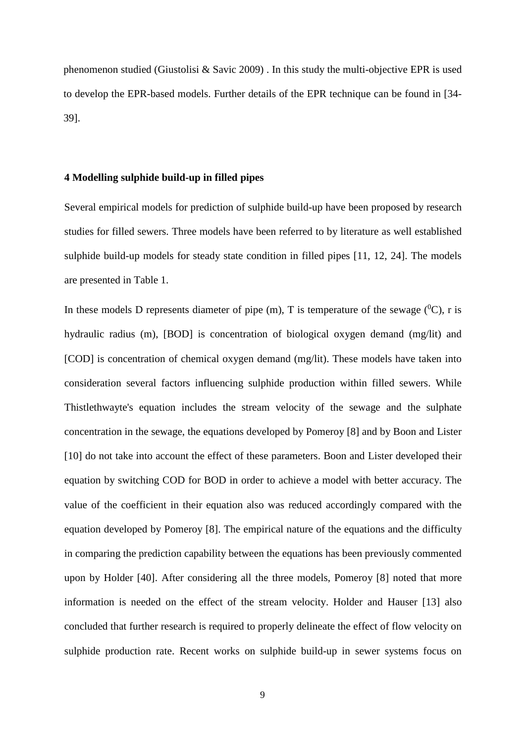phenomenon studied (Giustolisi & Savic 2009) . In this study the multi-objective EPR is used to develop the EPR-based models. Further details of the EPR technique can be found in [34-39].

## 4 Modelling sulphide build-up in filled pipes

Several empirical models for prediction of sulphide build-up have been proposed by research studies for filled sewers. Three models have been referred to by literature as well established sulphide build-up models for steady state condition in filled pipes [11, 12, 24]. The models are presented in Table 1.

In these models D represents diameter of pipe (m), T is temperature of the sewage ($^0$C), r is hydraulic radius (m), [BOD] is concentration of biological oxygen demand (mg/lit) and [COD] is concentration of chemical oxygen demand (mg/lit). These models have taken into consideration several factors influencing sulphide production within filled sewers. While Thistlethwayte's equation includes the stream velocity of the sewage and the sulphate concentration in the sewage, the equations developed by Pomeroy [8] and by Boon and Lister [10] do not take into account the effect of these parameters. Boon and Lister developed their equation by switching COD for BOD in order to achieve a model with better accuracy. The value of the coefficient in their equation also was reduced accordingly compared with the equation developed by Pomeroy [8]. The empirical nature of the equations and the difficulty in comparing the prediction capability between the equations has been previously commented upon by Holder [40]. After considering all the three models, Pomeroy [8] noted that more information is needed on the effect of the stream velocity. Holder and Hauser [13] also concluded that further research is required to properly delineate the effect of flow velocity on sulphide production rate. Recent works on sulphide build-up in sewer systems focus on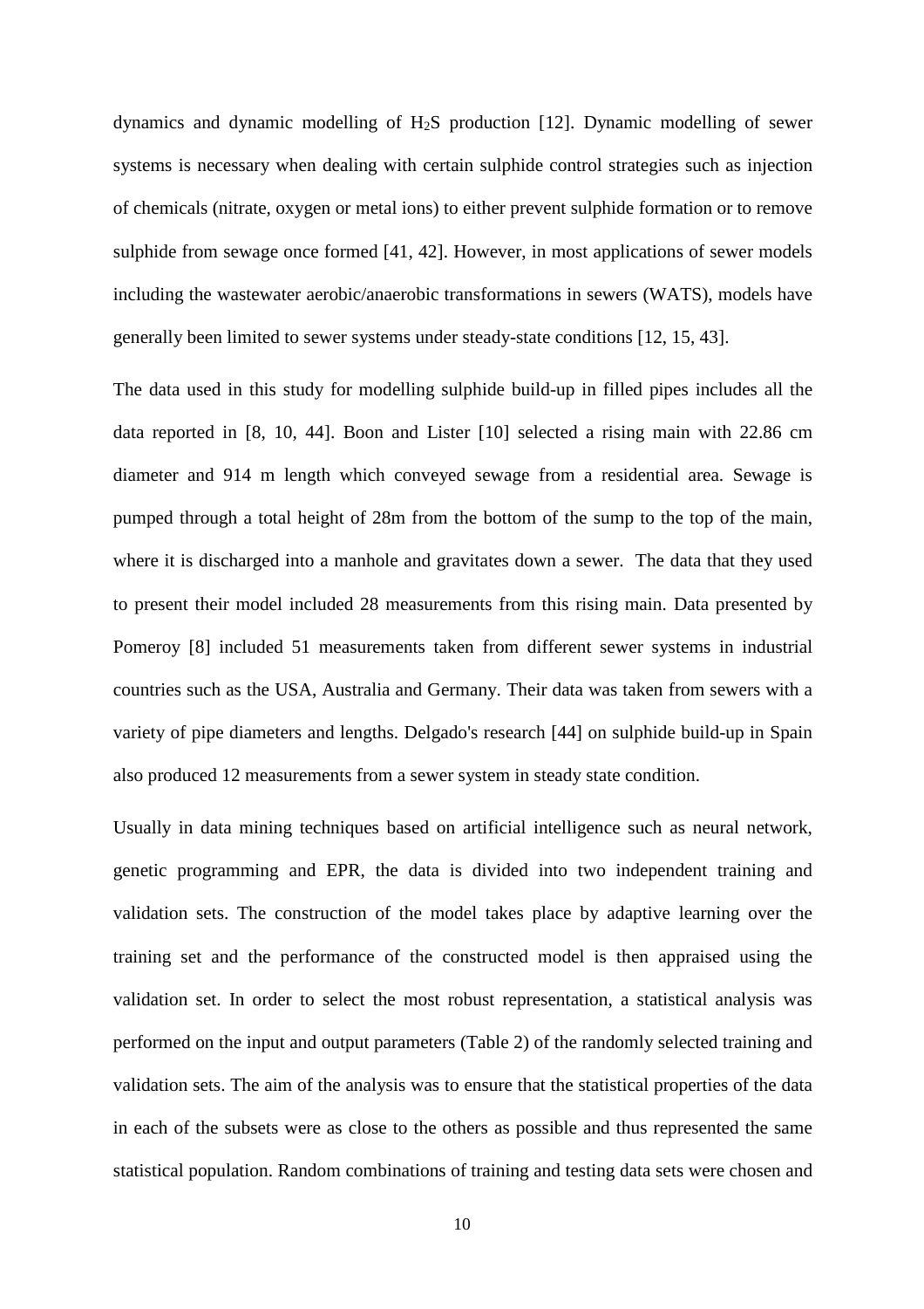dynamics and dynamic modelling of $H_2S$ production [12]. Dynamic modelling of sewer systems is necessary when dealing with certain sulphide control strategies such as injection of chemicals (nitrate, oxygen or metal ions) to either prevent sulphide formation or to remove sulphide from sewage once formed [41, 42]. However, in most applications of sewer models including the wastewater aerobic/anaerobic transformations in sewers (WATS), models have generally been limited to sewer systems under steady-state conditions [12, 15, 43].

The data used in this study for modelling sulphide build-up in filled pipes includes all the data reported in [8, 10, 44]. Boon and Lister [10] selected a rising main with 22.86 cm diameter and 914 m length which conveyed sewage from a residential area. Sewage is pumped through a total height of 28m from the bottom of the sump to the top of the main, where it is discharged into a manhole and gravitates down a sewer. The data that they used to present their model included 28 measurements from this rising main. Data presented by Pomeroy [8] included 51 measurements taken from different sewer systems in industrial countries such as the USA, Australia and Germany. Their data was taken from sewers with a variety of pipe diameters and lengths. Delgado's research [44] on sulphide build-up in Spain also produced 12 measurements from a sewer system in steady state condition.

Usually in data mining techniques based on artificial intelligence such as neural network, genetic programming and EPR, the data is divided into two independent training and validation sets. The construction of the model takes place by adaptive learning over the training set and the performance of the constructed model is then appraised using the validation set. In order to select the most robust representation, a statistical analysis was performed on the input and output parameters (Table 2) of the randomly selected training and validation sets. The aim of the analysis was to ensure that the statistical properties of the data in each of the subsets were as close to the others as possible and thus represented the same statistical population. Random combinations of training and testing data sets were chosen and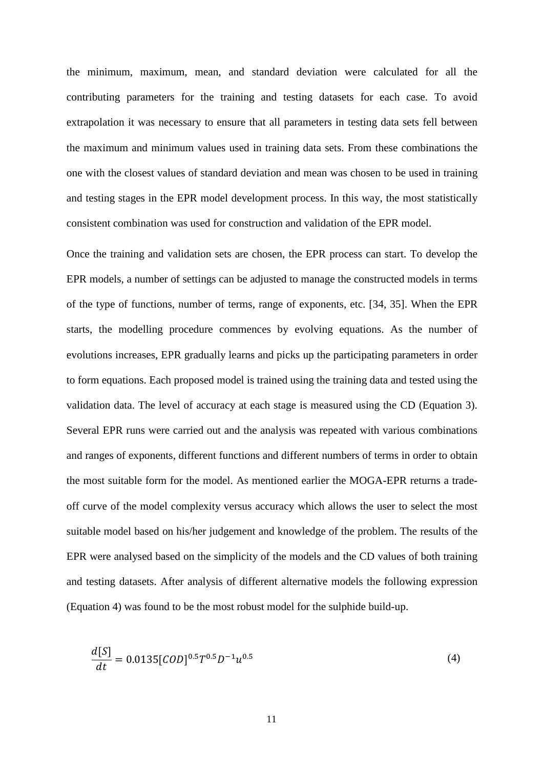the minimum, maximum, mean, and standard deviation were calculated for all the contributing parameters for the training and testing datasets for each case. To avoid extrapolation it was necessary to ensure that all parameters in testing data sets fell between the maximum and minimum values used in training data sets. From these combinations the one with the closest values of standard deviation and mean was chosen to be used in training and testing stages in the EPR model development process. In this way, the most statistically consistent combination was used for construction and validation of the EPR model.

Once the training and validation sets are chosen, the EPR process can start. To develop the EPR models, a number of settings can be adjusted to manage the constructed models in terms of the type of functions, number of terms, range of exponents, etc. [34, 35]. When the EPR starts, the modelling procedure commences by evolving equations. As the number of evolutions increases, EPR gradually learns and picks up the participating parameters in order to form equations. Each proposed model is trained using the training data and tested using the validation data. The level of accuracy at each stage is measured using the CD (Equation 3). Several EPR runs were carried out and the analysis was repeated with various combinations and ranges of exponents, different functions and different numbers of terms in order to obtain the most suitable form for the model. As mentioned earlier the MOGA-EPR returns a trade-off curve of the model complexity versus accuracy which allows the user to select the most suitable model based on his/her judgement and knowledge of the problem. The results of the EPR were analysed based on the simplicity of the models and the CD values of both training and testing datasets. After analysis of different alternative models the following expression (Equation 4) was found to be the most robust model for the sulphide build-up.

$$\frac{d[S]}{dt} = 0.0135[COD]^{0.5}T^{0.5}D^{-1}u^{0.5} \tag{4}$$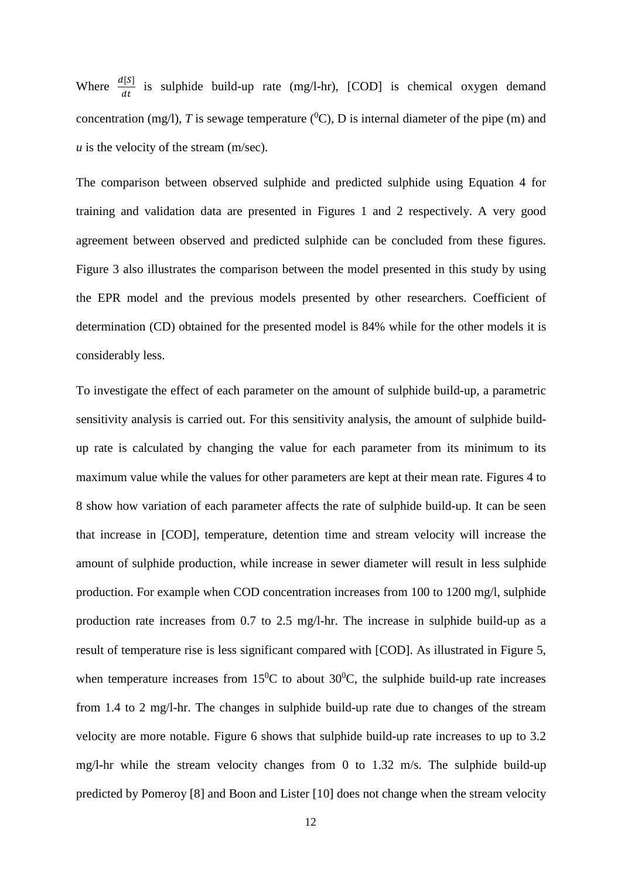Where $\frac{d[S]}{dt}$ is sulphide build-up rate (mg/l-hr), [COD] is chemical oxygen demand concentration (mg/l), $T$ is sewage temperature ($^0$C), D is internal diameter of the pipe (m) and $u$ is the velocity of the stream (m/sec).

The comparison between observed sulphide and predicted sulphide using Equation 4 for training and validation data are presented in Figures 1 and 2 respectively. A very good agreement between observed and predicted sulphide can be concluded from these figures. Figure 3 also illustrates the comparison between the model presented in this study by using the EPR model and the previous models presented by other researchers. Coefficient of determination (CD) obtained for the presented model is 84% while for the other models it is considerably less.

To investigate the effect of each parameter on the amount of sulphide build-up, a parametric sensitivity analysis is carried out. For this sensitivity analysis, the amount of sulphide build-up rate is calculated by changing the value for each parameter from its minimum to its maximum value while the values for other parameters are kept at their mean rate. Figures 4 to 8 show how variation of each parameter affects the rate of sulphide build-up. It can be seen that increase in [COD], temperature, detention time and stream velocity will increase the amount of sulphide production, while increase in sewer diameter will result in less sulphide production. For example when COD concentration increases from 100 to 1200 mg/l, sulphide production rate increases from 0.7 to 2.5 mg/l-hr. The increase in sulphide build-up as a result of temperature rise is less significant compared with [COD]. As illustrated in Figure 5, when temperature increases from 15$^0$C to about 30$^0$C, the sulphide build-up rate increases from 1.4 to 2 mg/l-hr. The changes in sulphide build-up rate due to changes of the stream velocity are more notable. Figure 6 shows that sulphide build-up rate increases to up to 3.2 mg/l-hr while the stream velocity changes from 0 to 1.32 m/s. The sulphide build-up predicted by Pomeroy [8] and Boon and Lister [10] does not change when the stream velocity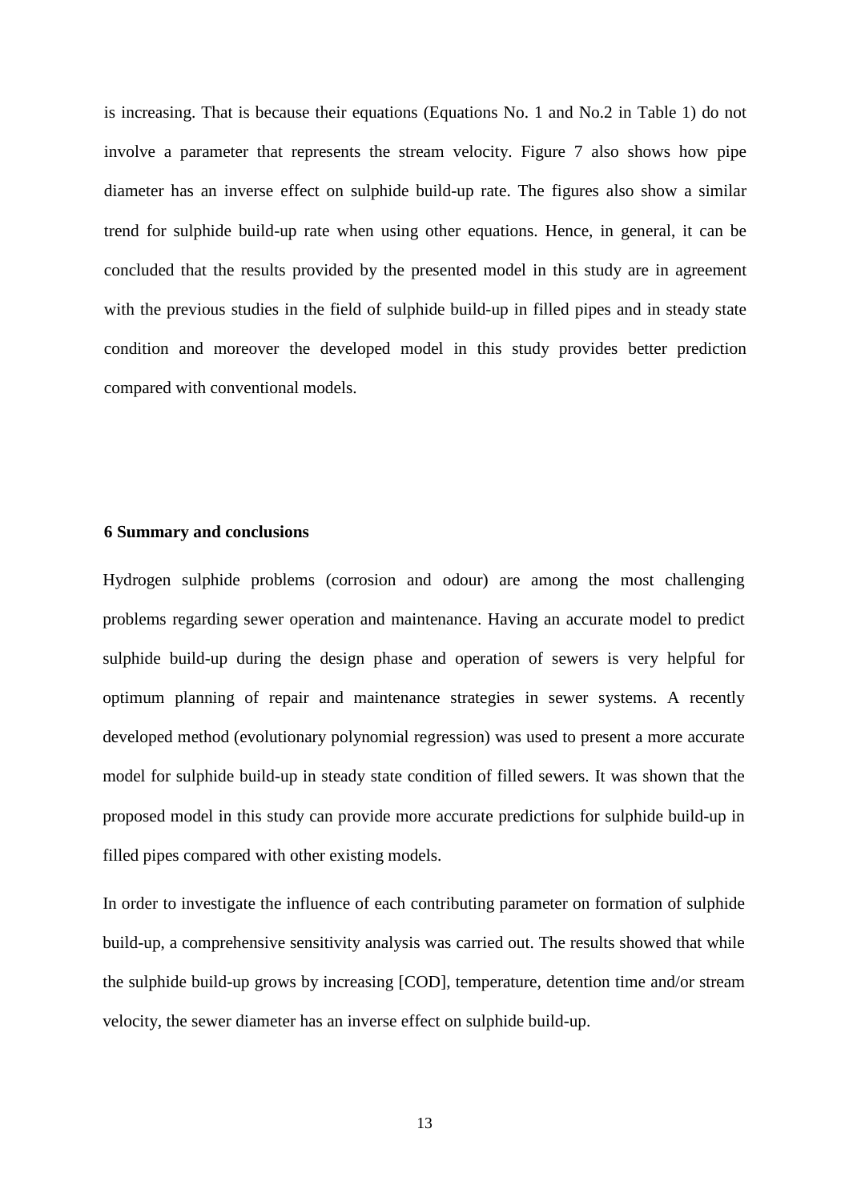is increasing. That is because their equations (Equations No. 1 and No.2 in Table 1) do not involve a parameter that represents the stream velocity. Figure 7 also shows how pipe diameter has an inverse effect on sulphide build-up rate. The figures also show a similar trend for sulphide build-up rate when using other equations. Hence, in general, it can be concluded that the results provided by the presented model in this study are in agreement with the previous studies in the field of sulphide build-up in filled pipes and in steady state condition and moreover the developed model in this study provides better prediction compared with conventional models.

## 6 Summary and conclusions

Hydrogen sulphide problems (corrosion and odour) are among the most challenging problems regarding sewer operation and maintenance. Having an accurate model to predict sulphide build-up during the design phase and operation of sewers is very helpful for optimum planning of repair and maintenance strategies in sewer systems. A recently developed method (evolutionary polynomial regression) was used to present a more accurate model for sulphide build-up in steady state condition of filled sewers. It was shown that the proposed model in this study can provide more accurate predictions for sulphide build-up in filled pipes compared with other existing models.

In order to investigate the influence of each contributing parameter on formation of sulphide build-up, a comprehensive sensitivity analysis was carried out. The results showed that while the sulphide build-up grows by increasing [COD], temperature, detention time and/or stream velocity, the sewer diameter has an inverse effect on sulphide build-up.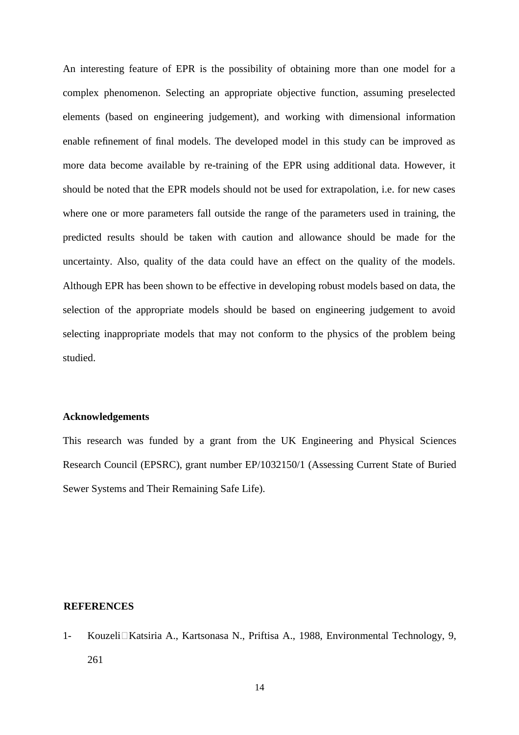An interesting feature of EPR is the possibility of obtaining more than one model for a complex phenomenon. Selecting an appropriate objective function, assuming preselected elements (based on engineering judgement), and working with dimensional information enable refinement of final models. The developed model in this study can be improved as more data become available by re-training of the EPR using additional data. However, it should be noted that the EPR models should not be used for extrapolation, i.e. for new cases where one or more parameters fall outside the range of the parameters used in training, the predicted results should be taken with caution and allowance should be made for the uncertainty. Also, quality of the data could have an effect on the quality of the models. Although EPR has been shown to be effective in developing robust models based on data, the selection of the appropriate models should be based on engineering judgement to avoid selecting inappropriate models that may not conform to the physics of the problem being studied.

**Acknowledgements**

This research was funded by a grant from the UK Engineering and Physical Sciences Research Council (EPSRC), grant number EP/1032150/1 (Assessing Current State of Buried Sewer Systems and Their Remaining Safe Life).

**REFERENCES**

1- Kouzeli Katsiria A., Kartsonasa N., Priftisa A., 1988, Environmental Technology, 9, 261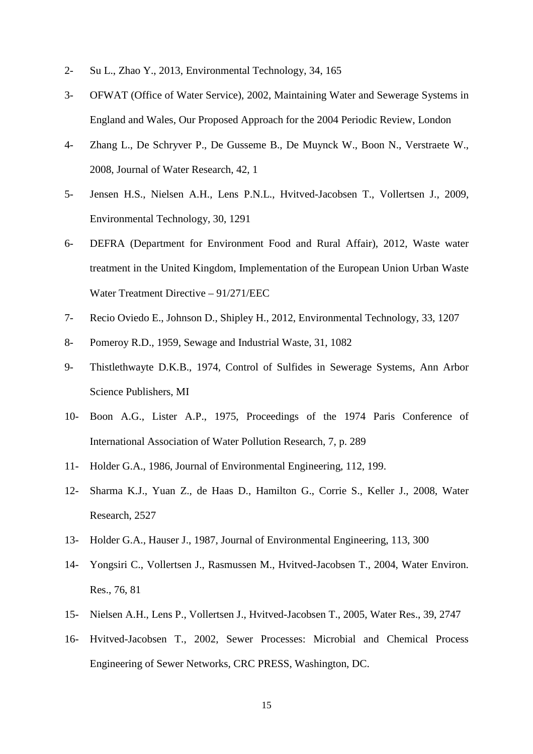2- Su L., Zhao Y., 2013, Environmental Technology, 34, 165

3- OFWAT (Office of Water Service), 2002, Maintaining Water and Sewerage Systems in England and Wales, Our Proposed Approach for the 2004 Periodic Review, London

4- Zhang L., De Schryver P., De Gusseme B., De Muynck W., Boon N., Verstraete W., 2008, Journal of Water Research, 42, 1

5- Jensen H.S., Nielsen A.H., Lens P.N.L., Hvitved-Jacobsen T., Vollertsen J., 2009, Environmental Technology, 30, 1291

6- DEFRA (Department for Environment Food and Rural Affair), 2012, Waste water treatment in the United Kingdom, Implementation of the European Union Urban Waste Water Treatment Directive – 91/271/EEC

7- Recio Oviedo E., Johnson D., Shipley H., 2012, Environmental Technology, 33, 1207

8- Pomeroy R.D., 1959, Sewage and Industrial Waste, 31, 1082

9- Thistlethwayte D.K.B., 1974, Control of Sulfides in Sewerage Systems, Ann Arbor Science Publishers, MI

10- Boon A.G., Lister A.P., 1975, Proceedings of the 1974 Paris Conference of International Association of Water Pollution Research, 7, p. 289

11- Holder G.A., 1986, Journal of Environmental Engineering, 112, 199.

12- Sharma K.J., Yuan Z., de Haas D., Hamilton G., Corrie S., Keller J., 2008, Water Research, 2527

13- Holder G.A., Hauser J., 1987, Journal of Environmental Engineering, 113, 300

14- Yongsiri C., Vollertsen J., Rasmussen M., Hvitved-Jacobsen T., 2004, Water Environ. Res., 76, 81

15- Nielsen A.H., Lens P., Vollertsen J., Hvitved-Jacobsen T., 2005, Water Res., 39, 2747

16- Hvitved-Jacobsen T., 2002, Sewer Processes: Microbial and Chemical Process Engineering of Sewer Networks, CRC PRESS, Washington, DC.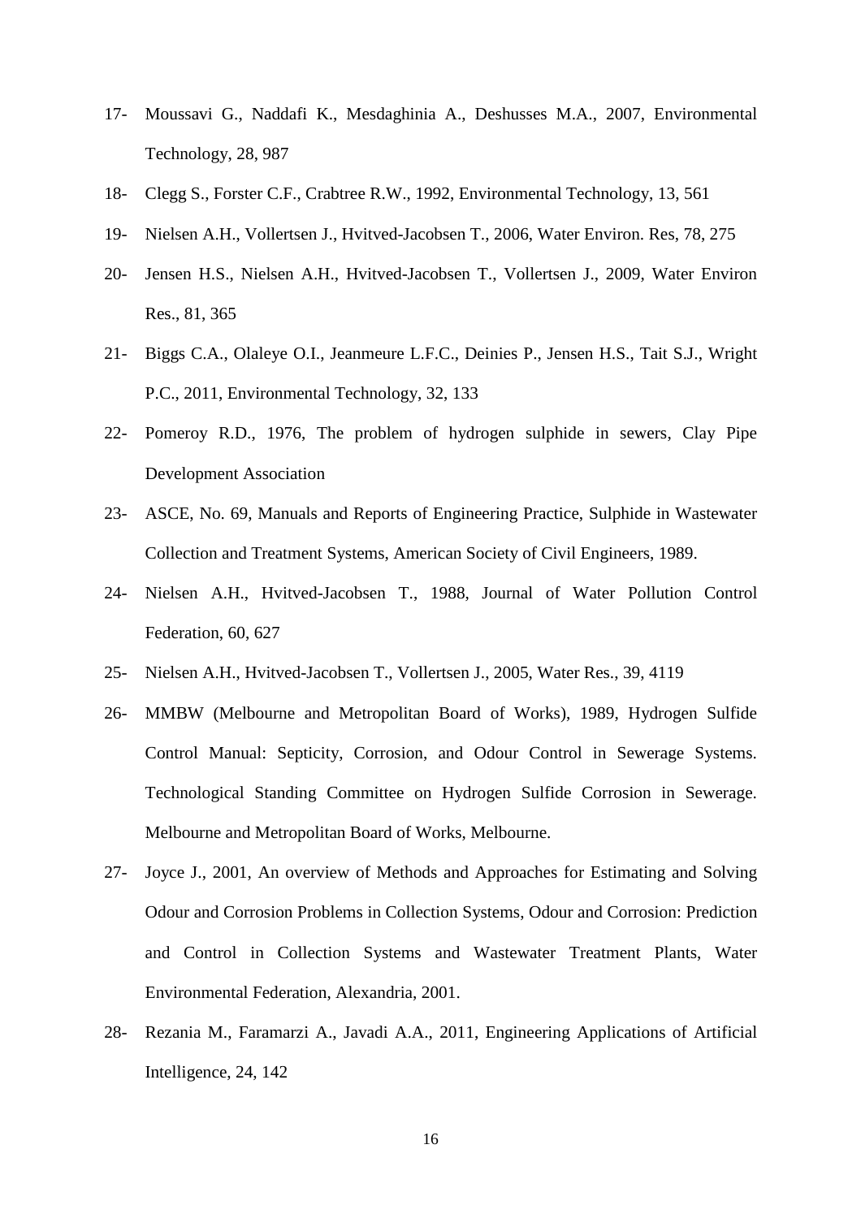17- Moussavi G., Naddafi K., Mesdaghinia A., Deshusses M.A., 2007, Environmental Technology, 28, 987

18- Clegg S., Forster C.F., Crabtree R.W., 1992, Environmental Technology, 13, 561

19- Nielsen A.H., Vollertsen J., Hvitved-Jacobsen T., 2006, Water Environ. Res, 78, 275

20- Jensen H.S., Nielsen A.H., Hvitved-Jacobsen T., Vollertsen J., 2009, Water Environ Res., 81, 365

21- Biggs C.A., Olaleye O.I., Jeanmeure L.F.C., Deinies P., Jensen H.S., Tait S.J., Wright P.C., 2011, Environmental Technology, 32, 133

22- Pomeroy R.D., 1976, The problem of hydrogen sulphide in sewers, Clay Pipe Development Association

23- ASCE, No. 69, Manuals and Reports of Engineering Practice, Sulphide in Wastewater Collection and Treatment Systems, American Society of Civil Engineers, 1989.

24- Nielsen A.H., Hvitved-Jacobsen T., 1988, Journal of Water Pollution Control Federation, 60, 627

25- Nielsen A.H., Hvitved-Jacobsen T., Vollertsen J., 2005, Water Res., 39, 4119

26- MMBW (Melbourne and Metropolitan Board of Works), 1989, Hydrogen Sulfide Control Manual: Septicity, Corrosion, and Odour Control in Sewerage Systems. Technological Standing Committee on Hydrogen Sulfide Corrosion in Sewerage. Melbourne and Metropolitan Board of Works, Melbourne.

27- Joyce J., 2001, An overview of Methods and Approaches for Estimating and Solving Odour and Corrosion Problems in Collection Systems, Odour and Corrosion: Prediction and Control in Collection Systems and Wastewater Treatment Plants, Water Environmental Federation, Alexandria, 2001.

28- Rezania M., Faramarzi A., Javadi A.A., 2011, Engineering Applications of Artificial Intelligence, 24, 142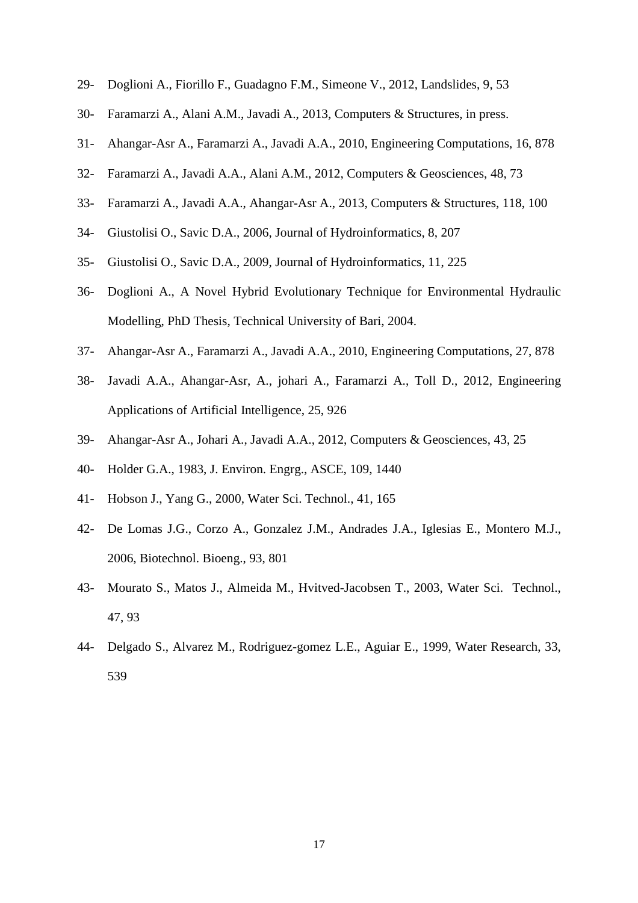29- Doglioni A., Fiorillo F., Guadagno F.M., Simeone V., 2012, Landslides, 9, 53

30- Faramarzi A., Alani A.M., Javadi A., 2013, Computers & Structures, in press.

31- Ahangar-Asr A., Faramarzi A., Javadi A.A., 2010, Engineering Computations, 16, 878

32- Faramarzi A., Javadi A.A., Alani A.M., 2012, Computers & Geosciences, 48, 73

33- Faramarzi A., Javadi A.A., Ahangar-Asr A., 2013, Computers & Structures, 118, 100

34- Giustolisi O., Savic D.A., 2006, Journal of Hydroinformatics, 8, 207

35- Giustolisi O., Savic D.A., 2009, Journal of Hydroinformatics, 11, 225

36- Doglioni A., A Novel Hybrid Evolutionary Technique for Environmental Hydraulic Modelling, PhD Thesis, Technical University of Bari, 2004.

37- Ahangar-Asr A., Faramarzi A., Javadi A.A., 2010, Engineering Computations, 27, 878

38- Javadi A.A., Ahangar-Asr, A., johari A., Faramarzi A., Toll D., 2012, Engineering Applications of Artificial Intelligence, 25, 926

39- Ahangar-Asr A., Johari A., Javadi A.A., 2012, Computers & Geosciences, 43, 25

40- Holder G.A., 1983, J. Environ. Engrg., ASCE, 109, 1440

41- Hobson J., Yang G., 2000, Water Sci. Technol., 41, 165

42- De Lomas J.G., Corzo A., Gonzalez J.M., Andrades J.A., Iglesias E., Montero M.J., 2006, Biotechnol. Bioeng., 93, 801

43- Mourato S., Matos J., Almeida M., Hvitved-Jacobsen T., 2003, Water Sci. Technol., 47, 93

44- Delgado S., Alvarez M., Rodriguez-gomez L.E., Aguiar E., 1999, Water Research, 33, 539